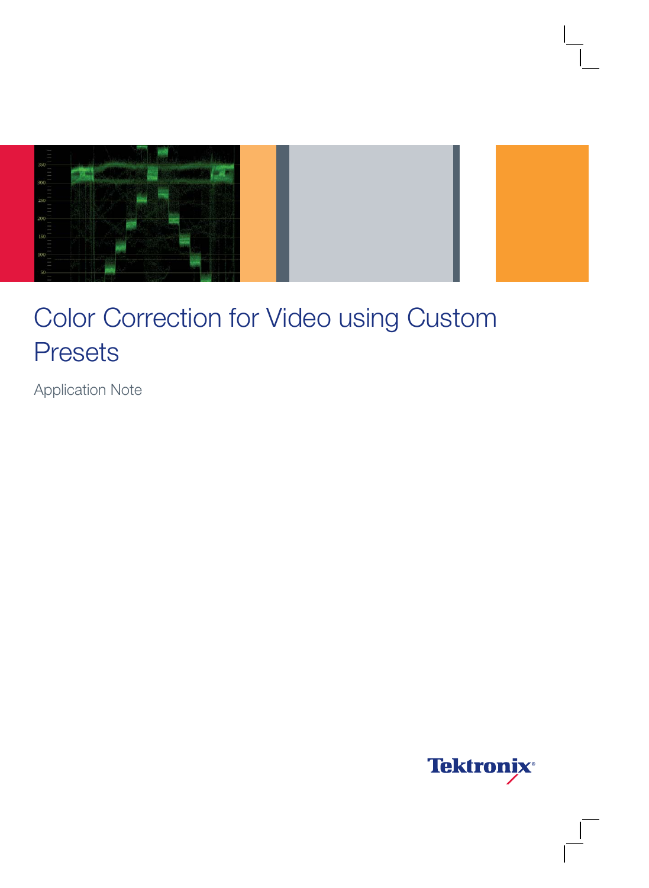# Color Correction for Video using Custom Presets

Application Note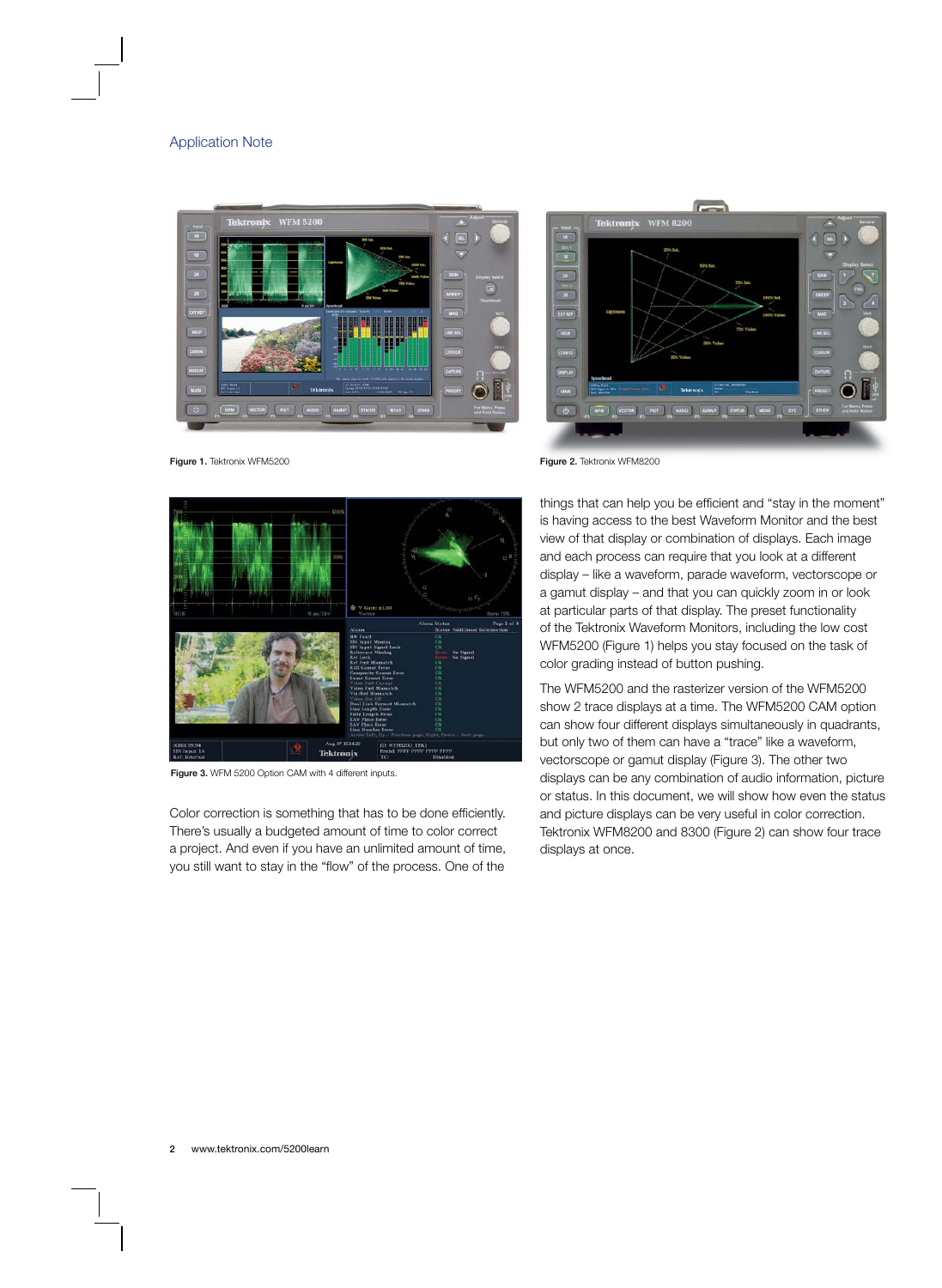Figure 1. Tektronix WFM5200

Figure 2. Tektronix WFM8200

Figure 3. WFM 5200 Option CAM with 4 different inputs.

Color correction is something that has to be done efficiently. There's usually a budgeted amount of time to color correct a project. And even if you have an unlimited amount of time, you still want to stay in the "flow" of the process. One of the things that can help you be efficient and "stay in the moment" is having access to the best Waveform Monitor and the best view of that display or combination of displays. Each image and each process can require that you look at a different display – like a waveform, parade waveform, vectorscope or a gamut display – and that you can quickly zoom in or look at particular parts of that display. The preset functionality of the Tektronix Waveform Monitors, including the low cost WFM5200 (Figure 1) helps you stay focused on the task of color grading instead of button pushing.

The WFM5200 and the rasterizer version of the WFM5200 show 2 trace displays at a time. The WFM5200 CAM option can show four different displays simultaneously in quadrants, but only two of them can have a "trace" like a waveform, vectorscope or gamut display (Figure 3). The other two displays can be any combination of audio information, picture or status. In this document, we will show how even the status and picture displays can be very useful in color correction. Tektronix WFM8200 and 8300 (Figure 2) can show four trace displays at once.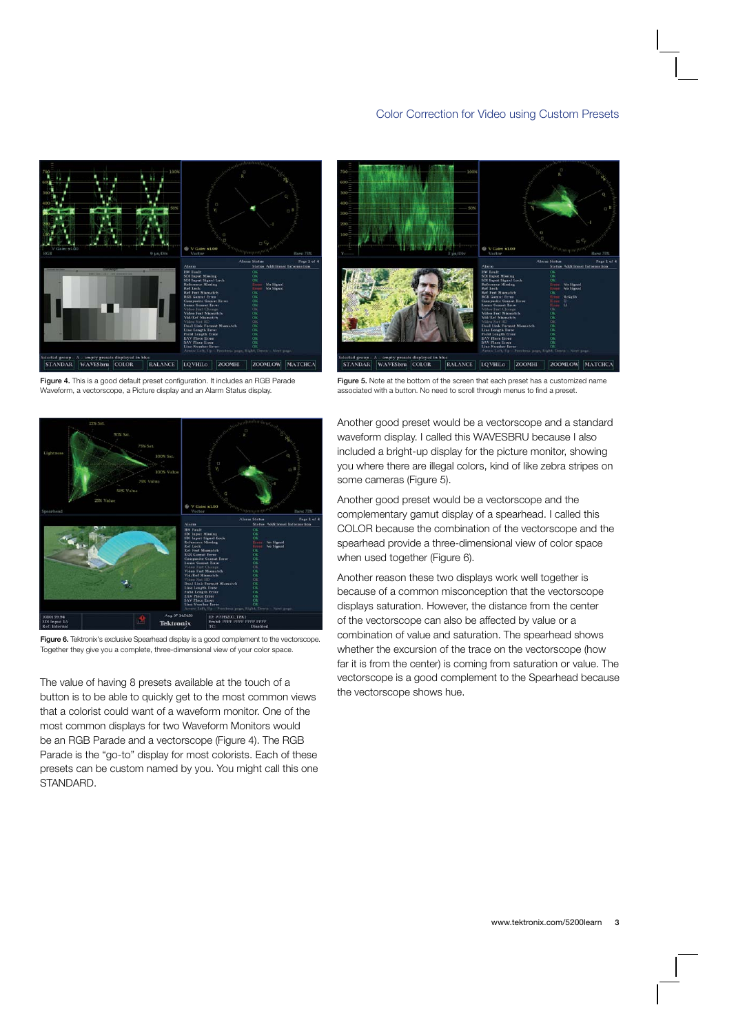Figure 4. This is a good default preset configuration. It includes an RGB Parade Waveform, a vectorscope, a Picture display and an Alarm Status display.

Figure 5. Note at the bottom of the screen that each preset has a customized name associated with a button. No need to scroll through menus to find a preset.

Figure 6. Tektronix's exclusive Spearhead display is a good complement to the vectorscope. Together they give you a complete, three-dimensional view of your color space.

The value of having 8 presets available at the touch of a button is to be able to quickly get to the most common views that a colorist could want of a waveform monitor. One of the most common displays for two Waveform Monitors would be an RGB Parade and a vectorscope (Figure 4). The RGB Parade is the "go-to" display for most colorists. Each of these presets can be custom named by you. You might call this one STANDARD.

Another good preset would be a vectorscope and a standard waveform display. I called this WAVESBRU because I also included a bright-up display for the picture monitor, showing you where there are illegal colors, kind of like zebra stripes on some cameras (Figure 5).

Another good preset would be a vectorscope and the complementary gamut display of a spearhead. I called this COLOR because the combination of the vectorscope and the spearhead provide a three-dimensional view of color space when used together (Figure 6).

Another reason these two displays work well together is because of a common misconception that the vectorscope displays saturation. However, the distance from the center of the vectorscope can also be affected by value or a combination of value and saturation. The spearhead shows whether the excursion of the trace on the vectorscope (how far it is from the center) is coming from saturation or value. The vectorscope is a good complement to the Spearhead because the vectorscope shows hue.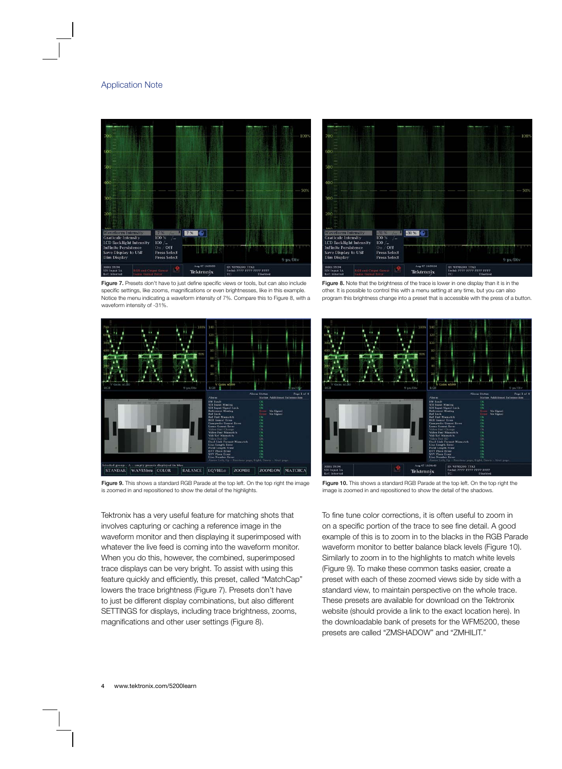Figure 7. Presets don't have to just define specific views or tools, but can also include specific settings, like zooms, magnifications or even brightnesses, like in this example. Notice the menu indicating a waveform intensity of 7%. Compare this to Figure 8, with a waveform intensity of -31%.

Figure 8. Note that the brightness of the trace is lower in one display than it is in the other. It is possible to control this with a menu setting at any time, but you can also program this brightness change into a preset that is accessible with the press of a button.

Figure 9. This shows a standard RGB Parade at the top left. On the top right the image is zoomed in and repositioned to show the detail of the highlights.

Figure 10. This shows a standard RGB Parade at the top left. On the top right the image is zoomed in and repositioned to show the detail of the shadows.

Tektronix has a very useful feature for matching shots that involves capturing or caching a reference image in the waveform monitor and then displaying it superimposed with whatever the live feed is coming into the waveform monitor. When you do this, however, the combined, superimposed trace displays can be very bright. To assist with using this feature quickly and efficiently, this preset, called "MatchCap" lowers the trace brightness (Figure 7). Presets don't have to just be different display combinations, but also different SETTINGS for displays, including trace brightness, zooms, magnifications and other user settings (Figure 8).

To fine tune color corrections, it is often useful to zoom in on a specific portion of the trace to see fine detail. A good example of this is to zoom in to the blacks in the RGB Parade waveform monitor to better balance black levels (Figure 10). Similarly to zoom in to the highlights to match white levels (Figure 9). To make these common tasks easier, create a preset with each of these zoomed views side by side with a standard view, to maintain perspective on the whole trace. These presets are available for download on the Tektronix website (should provide a link to the exact location here). In the downloadable bank of presets for the WFM5200, these presets are called "ZMSHADOW" and "ZMHILIT."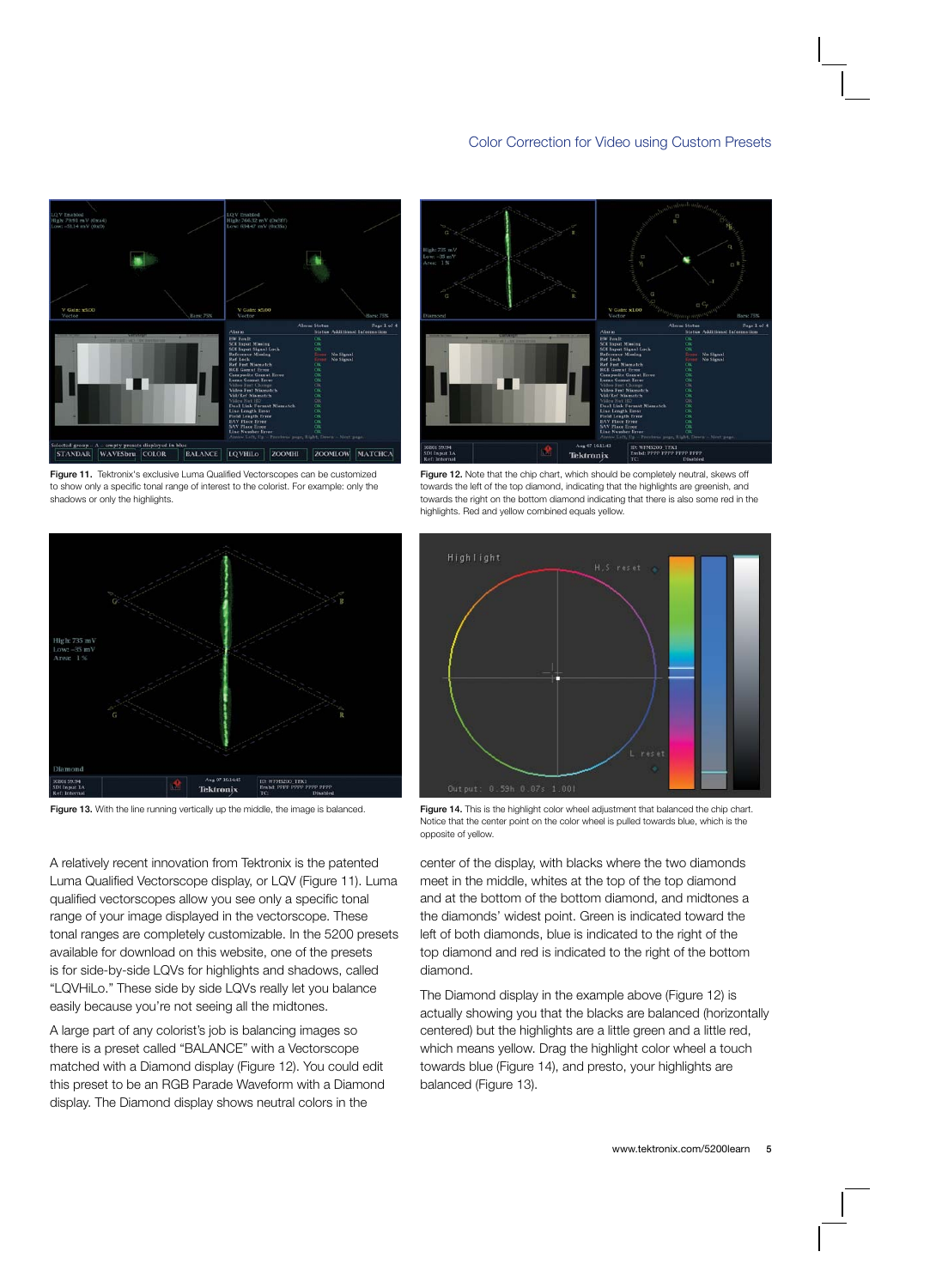Figure 11. Tektronix's exclusive Luma Qualified Vectorscopes can be customized to show only a specific tonal range of interest to the colorist. For example: only the shadows or only the highlights.

Figure 12. Note that the chip chart, which should be completely neutral, skews off towards the left of the top diamond, indicating that the highlights are greenish, and towards the right on the bottom diamond indicating that there is also some red in the highlights. Red and yellow combined equals yellow.

Figure 13. With the line running vertically up the middle, the image is balanced.

Figure 14. This is the highlight color wheel adjustment that balanced the chip chart. Notice that the center point on the color wheel is pulled towards blue, which is the opposite of yellow.

A relatively recent innovation from Tektronix is the patented Luma Qualified Vectorscope display, or LQV (Figure 11). Luma qualified vectorscopes allow you see only a specific tonal range of your image displayed in the vectorscope. These tonal ranges are completely customizable. In the 5200 presets available for download on this website, one of the presets is for side-by-side LQVs for highlights and shadows, called "LQVHiLo." These side by side LQVs really let you balance easily because you're not seeing all the midtones.

A large part of any colorist's job is balancing images so there is a preset called "BALANCE" with a Vectorscope matched with a Diamond display (Figure 12). You could edit this preset to be an RGB Parade Waveform with a Diamond display. The Diamond display shows neutral colors in the center of the display, with blacks where the two diamonds meet in the middle, whites at the top of the top diamond and at the bottom of the bottom diamond, and midtones a the diamonds' widest point. Green is indicated toward the left of both diamonds, blue is indicated to the right of the top diamond and red is indicated to the right of the bottom diamond.

The Diamond display in the example above (Figure 12) is actually showing you that the blacks are balanced (horizontally centered) but the highlights are a little green and a little red, which means yellow. Drag the highlight color wheel a touch towards blue (Figure 14), and presto, your highlights are balanced (Figure 13).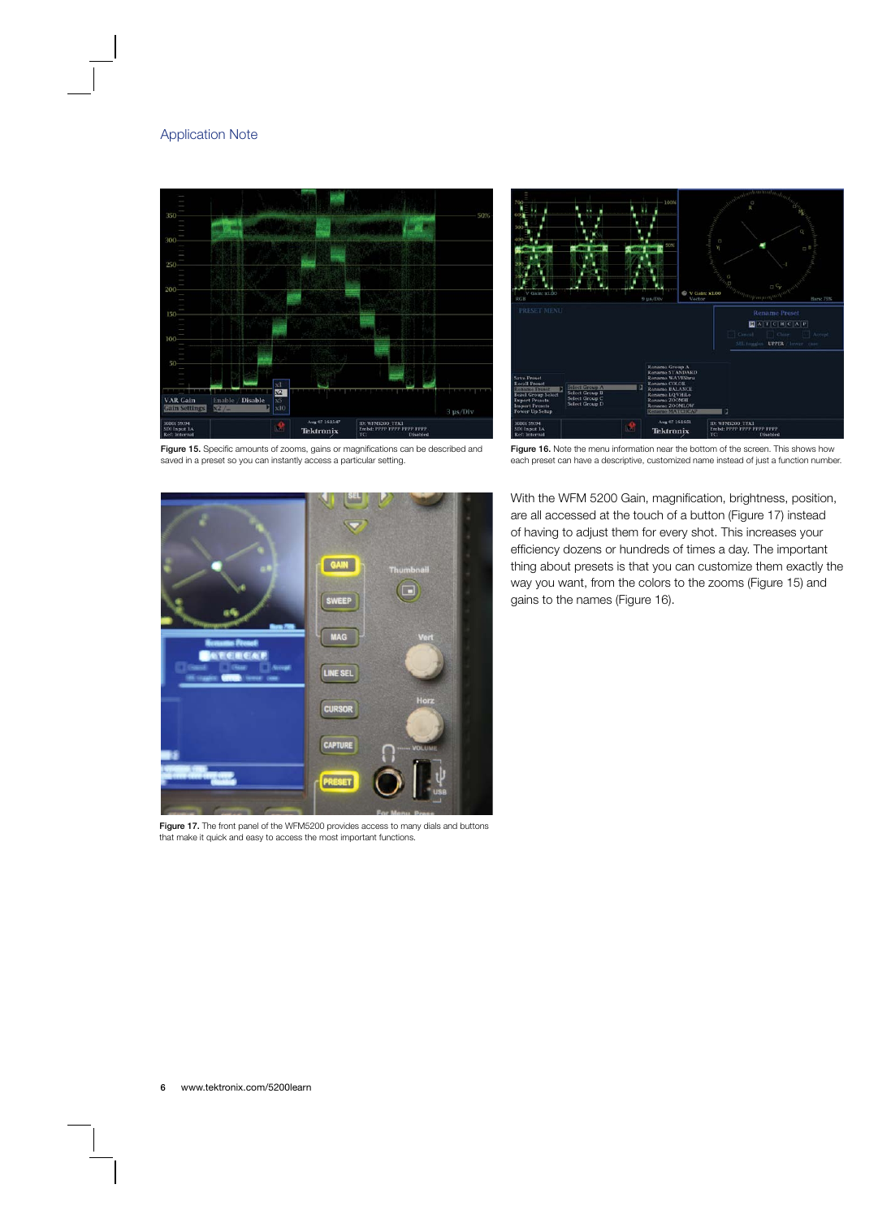Figure 15. Specific amounts of zooms, gains or magnifications can be described and saved in a preset so you can instantly access a particular setting.

Figure 16. Note the menu information near the bottom of the screen. This shows how each preset can have a descriptive, customized name instead of just a function number.

Figure 17. The front panel of the WFM5200 provides access to many dials and buttons that make it quick and easy to access the most important functions.

With the WFM 5200 Gain, magnification, brightness, position, are all accessed at the touch of a button (Figure 17) instead of having to adjust them for every shot. This increases your efficiency dozens or hundreds of times a day. The important thing about presets is that you can customize them exactly the way you want, from the colors to the zooms (Figure 15) and gains to the names (Figure 16).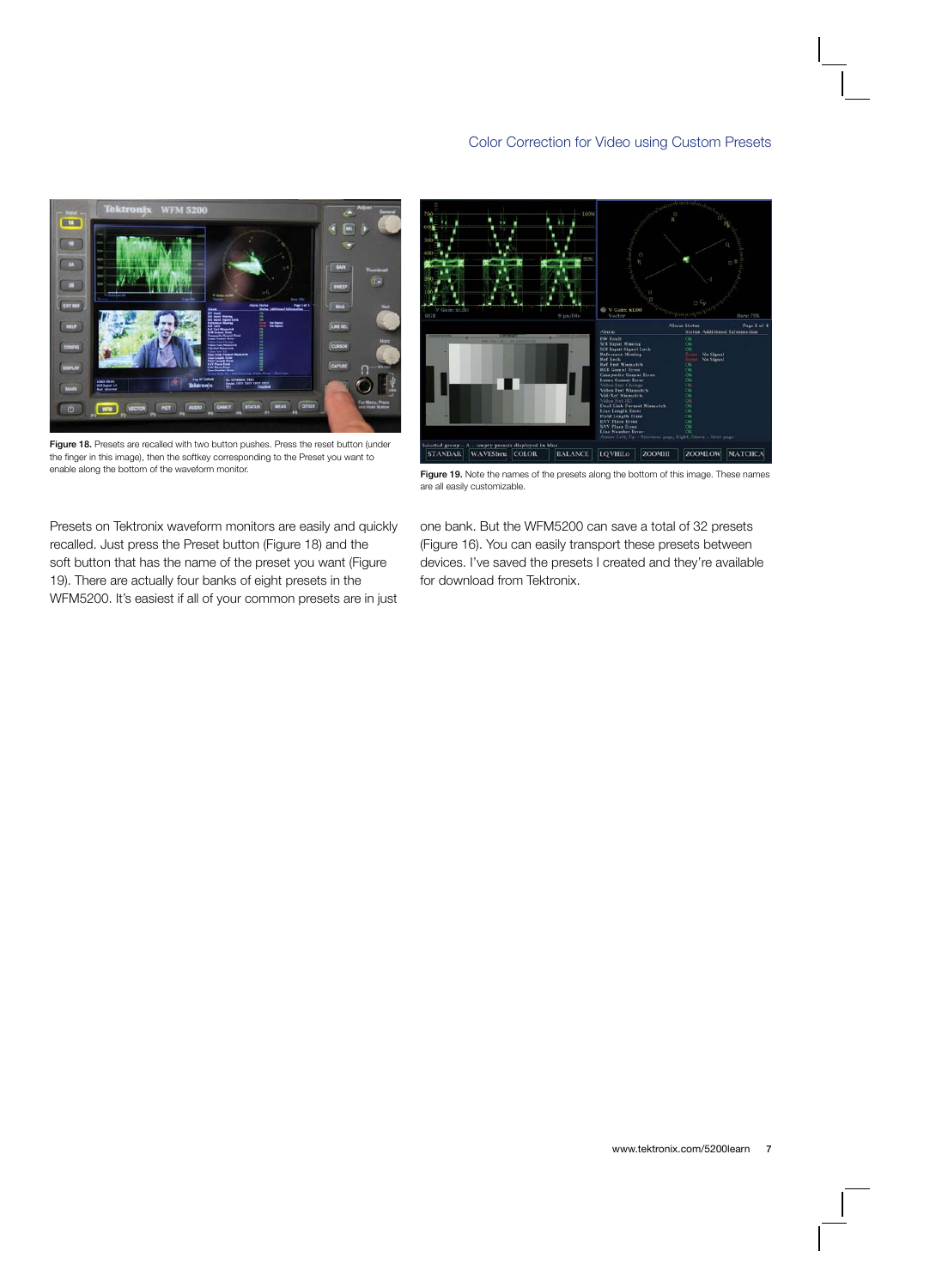Figure 18. Presets are recalled with two button pushes. Press the reset button (under the finger in this image), then the softkey corresponding to the Preset you want to enable along the bottom of the waveform monitor.

Figure 19. Note the names of the presets along the bottom of this image. These names are all easily customizable.

Presets on Tektronix waveform monitors are easily and quickly recalled. Just press the Preset button (Figure 18) and the soft button that has the name of the preset you want (Figure 19). There are actually four banks of eight presets in the WFM5200. It's easiest if all of your common presets are in just one bank. But the WFM5200 can save a total of 32 presets (Figure 16). You can easily transport these presets between devices. I've saved the presets I created and they're available for download from Tektronix.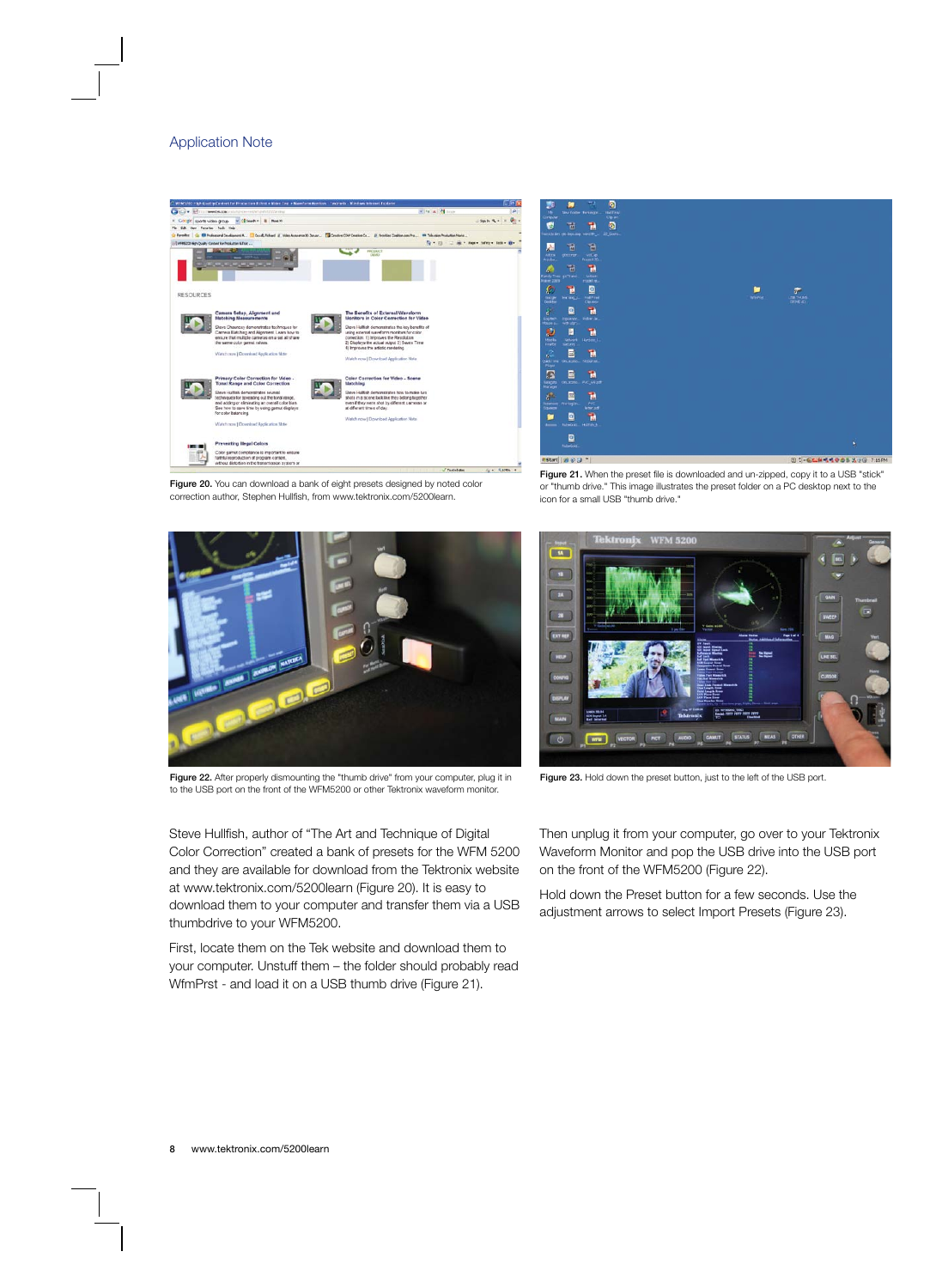Figure 20. You can download a bank of eight presets designed by noted color correction author, Stephen Hullfish, from www.tektronix.com/5200learn.

Figure 21. When the preset file is downloaded and un-zipped, copy it to a USB "stick" or "thumb drive." This image illustrates the preset folder on a PC desktop next to the icon for a small USB "thumb drive."

Figure 22. After properly dismounting the "thumb drive" from your computer, plug it in to the USB port on the front of the WFM5200 or other Tektronix waveform monitor.

Figure 23. Hold down the preset button, just to the left of the USB port.

Steve Hullfish, author of "The Art and Technique of Digital Color Correction" created a bank of presets for the WFM 5200 and they are available for download from the Tektronix website at www.tektronix.com/5200learn (Figure 20). It is easy to download them to your computer and transfer them via a USB thumbdrive to your WFM5200.

First, locate them on the Tek website and download them to your computer. Unstuff them – the folder should probably read WfmPrst - and load it on a USB thumb drive (Figure 21).

Then unplug it from your computer, go over to your Tektronix Waveform Monitor and pop the USB drive into the USB port on the front of the WFM5200 (Figure 22).

Hold down the Preset button for a few seconds. Use the adjustment arrows to select Import Presets (Figure 23).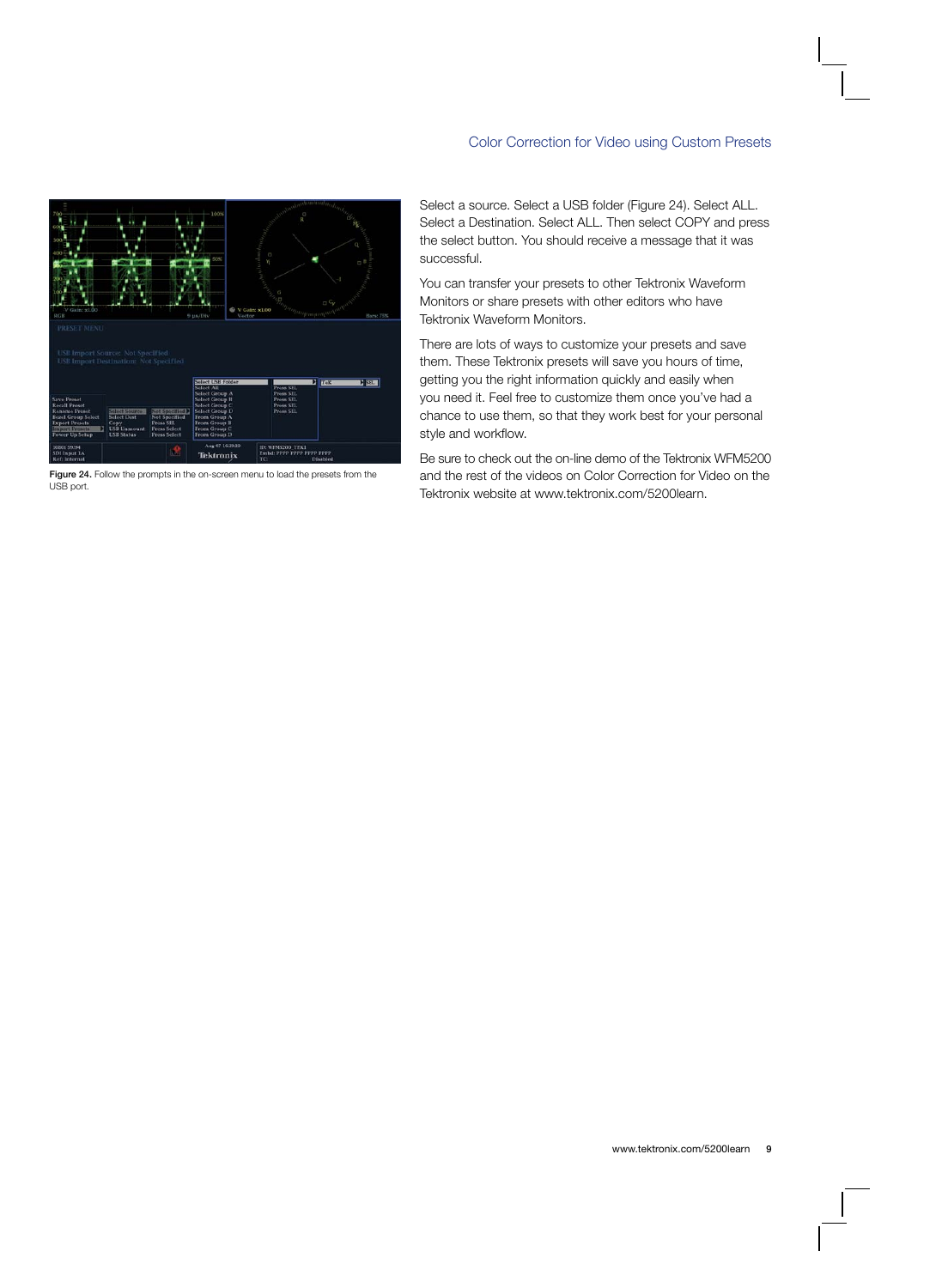Figure 24. Follow the prompts in the on-screen menu to load the presets from the USB port.

Select a source. Select a USB folder (Figure 24). Select ALL. Select a Destination. Select ALL. Then select COPY and press the select button. You should receive a message that it was successful.

You can transfer your presets to other Tektronix Waveform Monitors or share presets with other editors who have Tektronix Waveform Monitors.

There are lots of ways to customize your presets and save them. These Tektronix presets will save you hours of time, getting you the right information quickly and easily when you need it. Feel free to customize them once you've had a chance to use them, so that they work best for your personal style and workflow.

Be sure to check out the on-line demo of the Tektronix WFM5200 and the rest of the videos on Color Correction for Video on the Tektronix website at www.tektronix.com/5200learn.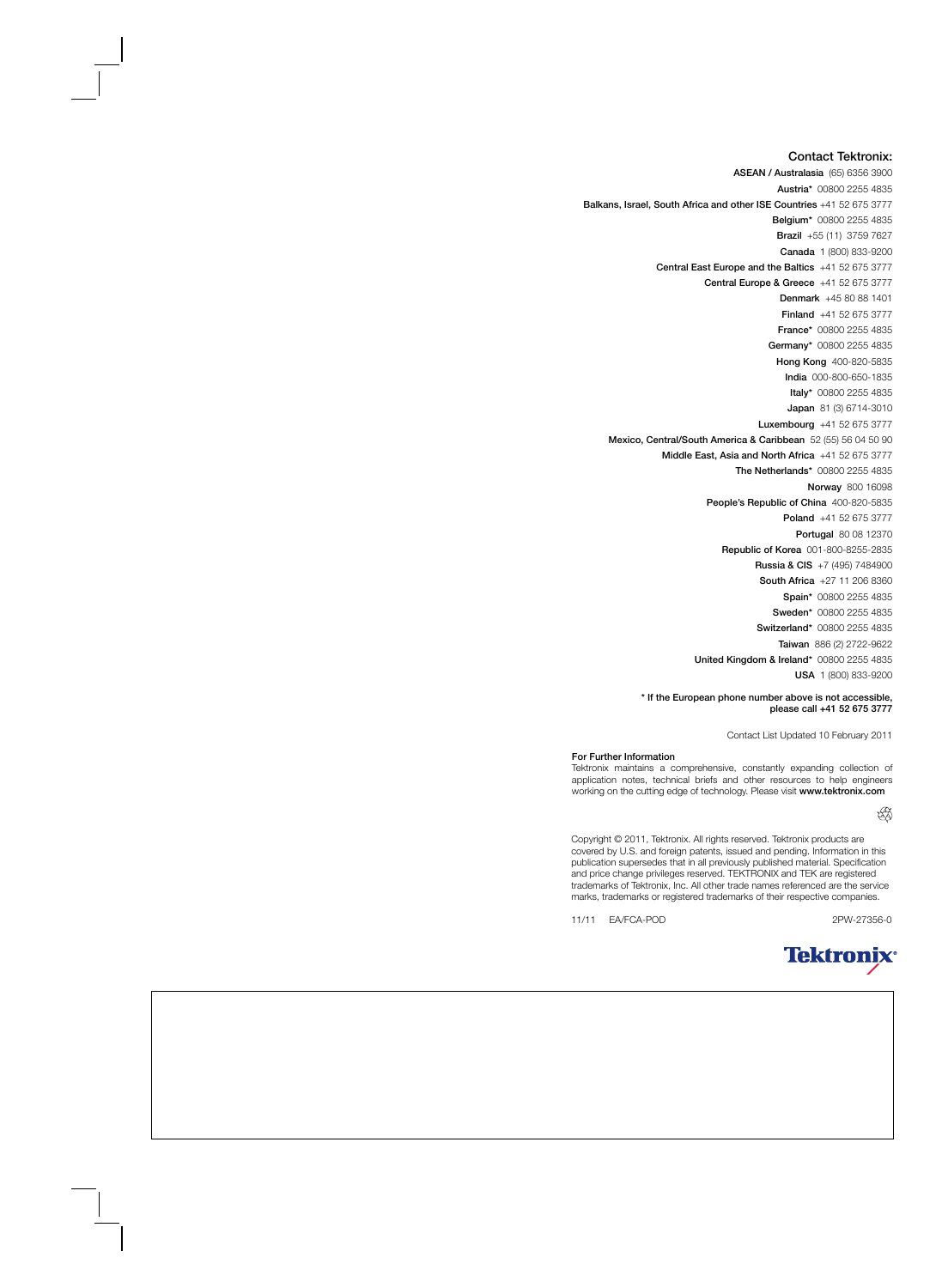## Contact Tektronix:

**ASEAN / Australasia** (65) 6356 3900
**Austria*** 00800 2255 4835
**Balkans, Israel, South Africa and other ISE Countries** +41 52 675 3777
**Belgium*** 00800 2255 4835
**Brazil** +55 (11) 3759 7627
**Canada** 1 (800) 833-9200
**Central East Europe and the Baltics** +41 52 675 3777
**Central Europe & Greece** +41 52 675 3777
**Denmark** +45 80 88 1401
**Finland** +41 52 675 3777
**France*** 00800 2255 4835
**Germany*** 00800 2255 4835
**Hong Kong** 400-820-5835
**India** 000-800-650-1835
**Italy*** 00800 2255 4835
**Japan** 81 (3) 6714-3010
**Luxembourg** +41 52 675 3777
**Mexico, Central/South America & Caribbean** 52 (55) 56 04 50 90
**Middle East, Asia and North Africa** +41 52 675 3777
**The Netherlands*** 00800 2255 4835
**Norway** 800 16098
**People's Republic of China** 400-820-5835
**Poland** +41 52 675 3777
**Portugal** 80 08 12370
**Republic of Korea** 001-800-8255-2835
**Russia & CIS** +7 (495) 7484900
**South Africa** +27 11 206 8360
**Spain*** 00800 2255 4835
**Sweden*** 00800 2255 4835
**Switzerland*** 00800 2255 4835
**Taiwan** 886 (2) 2722-9622
**United Kingdom & Ireland*** 00800 2255 4835
**USA** 1 (800) 833-9200

**\* If the European phone number above is not accessible, please call +41 52 675 3777**

Contact List Updated 10 February 2011

**For Further Information**
Tektronix maintains a comprehensive, constantly expanding collection of application notes, technical briefs and other resources to help engineers working on the cutting edge of technology. Please visit **www.tektronix.com**

Copyright © 2011, Tektronix. All rights reserved. Tektronix products are covered by U.S. and foreign patents, issued and pending. Information in this publication supersedes that in all previously published material. Specification and price change privileges reserved. TEKTRONIX and TEK are registered trademarks of Tektronix, Inc. All other trade names referenced are the service marks, trademarks or registered trademarks of their respective companies.

11/11 EA/FCA-POD 2PW-27356-0

Tektronix®